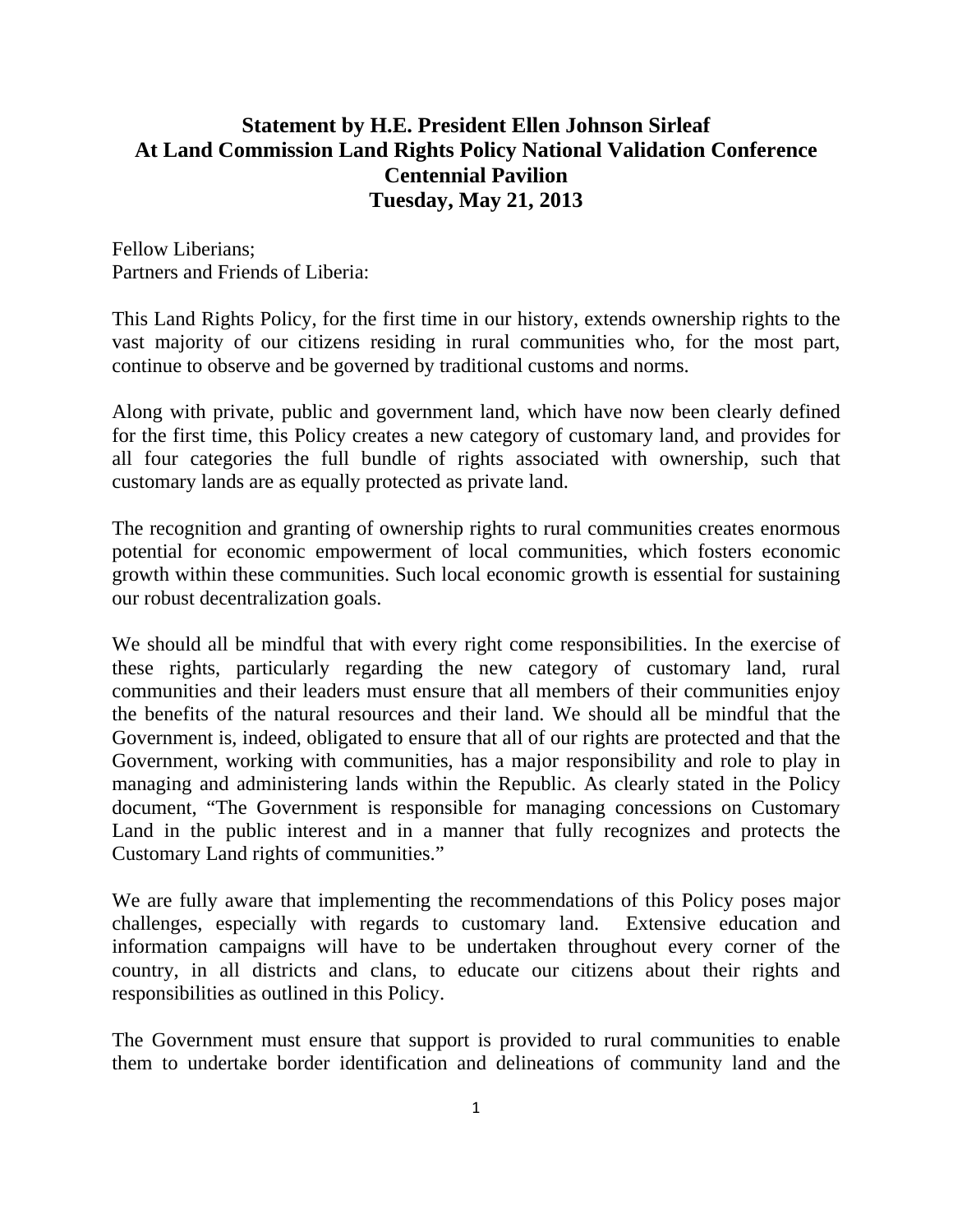# Statement by H.E. President Ellen Johnson Sirleaf
# At Land Commission Land Rights Policy National Validation Conference
# Centennial Pavilion
# Tuesday, May 21, 2013

Fellow Liberians;
Partners and Friends of Liberia:

This Land Rights Policy, for the first time in our history, extends ownership rights to the vast majority of our citizens residing in rural communities who, for the most part, continue to observe and be governed by traditional customs and norms.

Along with private, public and government land, which have now been clearly defined for the first time, this Policy creates a new category of customary land, and provides for all four categories the full bundle of rights associated with ownership, such that customary lands are as equally protected as private land.

The recognition and granting of ownership rights to rural communities creates enormous potential for economic empowerment of local communities, which fosters economic growth within these communities. Such local economic growth is essential for sustaining our robust decentralization goals.

We should all be mindful that with every right come responsibilities. In the exercise of these rights, particularly regarding the new category of customary land, rural communities and their leaders must ensure that all members of their communities enjoy the benefits of the natural resources and their land. We should all be mindful that the Government is, indeed, obligated to ensure that all of our rights are protected and that the Government, working with communities, has a major responsibility and role to play in managing and administering lands within the Republic. As clearly stated in the Policy document, "The Government is responsible for managing concessions on Customary Land in the public interest and in a manner that fully recognizes and protects the Customary Land rights of communities."

We are fully aware that implementing the recommendations of this Policy poses major challenges, especially with regards to customary land. Extensive education and information campaigns will have to be undertaken throughout every corner of the country, in all districts and clans, to educate our citizens about their rights and responsibilities as outlined in this Policy.

The Government must ensure that support is provided to rural communities to enable them to undertake border identification and delineations of community land and the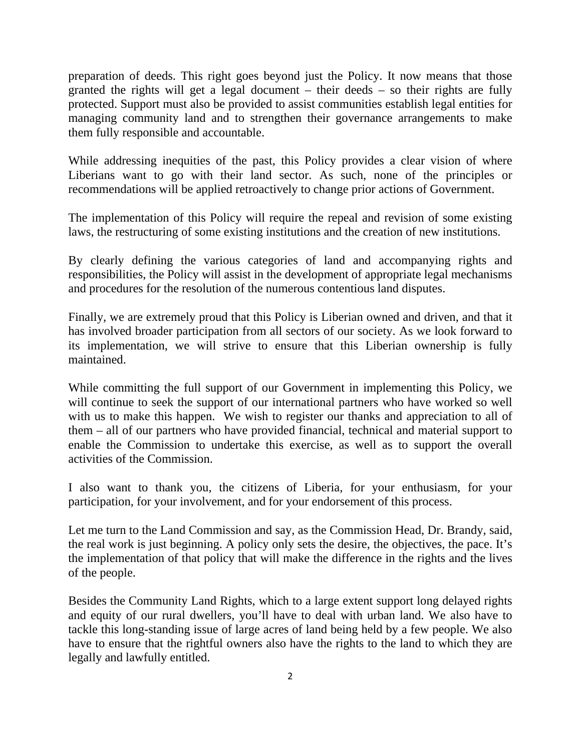preparation of deeds. This right goes beyond just the Policy. It now means that those granted the rights will get a legal document – their deeds – so their rights are fully protected. Support must also be provided to assist communities establish legal entities for managing community land and to strengthen their governance arrangements to make them fully responsible and accountable.

While addressing inequities of the past, this Policy provides a clear vision of where Liberians want to go with their land sector. As such, none of the principles or recommendations will be applied retroactively to change prior actions of Government.

The implementation of this Policy will require the repeal and revision of some existing laws, the restructuring of some existing institutions and the creation of new institutions.

By clearly defining the various categories of land and accompanying rights and responsibilities, the Policy will assist in the development of appropriate legal mechanisms and procedures for the resolution of the numerous contentious land disputes.

Finally, we are extremely proud that this Policy is Liberian owned and driven, and that it has involved broader participation from all sectors of our society. As we look forward to its implementation, we will strive to ensure that this Liberian ownership is fully maintained.

While committing the full support of our Government in implementing this Policy, we will continue to seek the support of our international partners who have worked so well with us to make this happen. We wish to register our thanks and appreciation to all of them – all of our partners who have provided financial, technical and material support to enable the Commission to undertake this exercise, as well as to support the overall activities of the Commission.

I also want to thank you, the citizens of Liberia, for your enthusiasm, for your participation, for your involvement, and for your endorsement of this process.

Let me turn to the Land Commission and say, as the Commission Head, Dr. Brandy, said, the real work is just beginning. A policy only sets the desire, the objectives, the pace. It's the implementation of that policy that will make the difference in the rights and the lives of the people.

Besides the Community Land Rights, which to a large extent support long delayed rights and equity of our rural dwellers, you'll have to deal with urban land. We also have to tackle this long-standing issue of large acres of land being held by a few people. We also have to ensure that the rightful owners also have the rights to the land to which they are legally and lawfully entitled.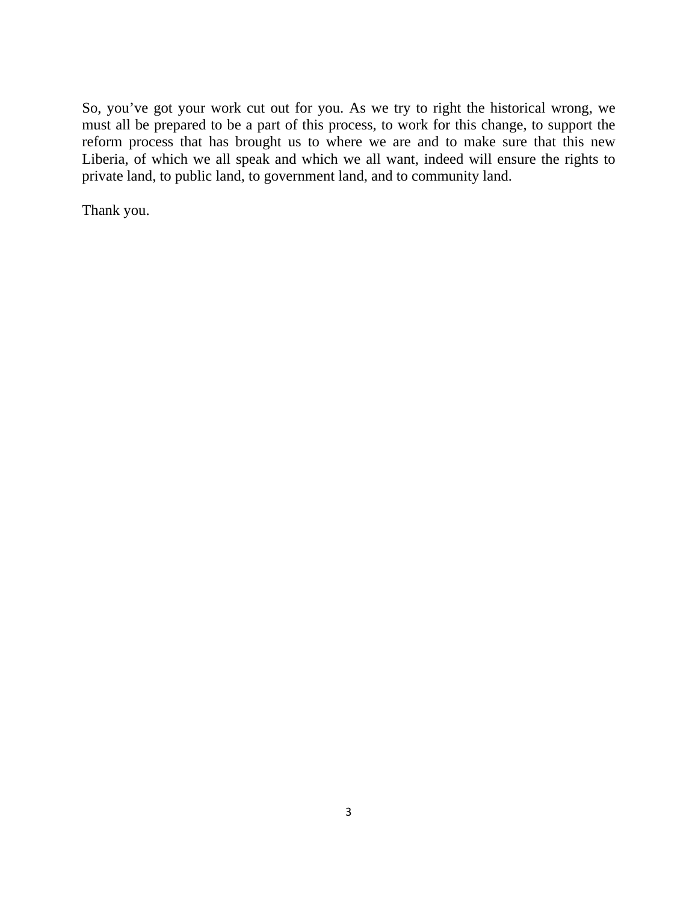So, you've got your work cut out for you. As we try to right the historical wrong, we must all be prepared to be a part of this process, to work for this change, to support the reform process that has brought us to where we are and to make sure that this new Liberia, of which we all speak and which we all want, indeed will ensure the rights to private land, to public land, to government land, and to community land.

Thank you.